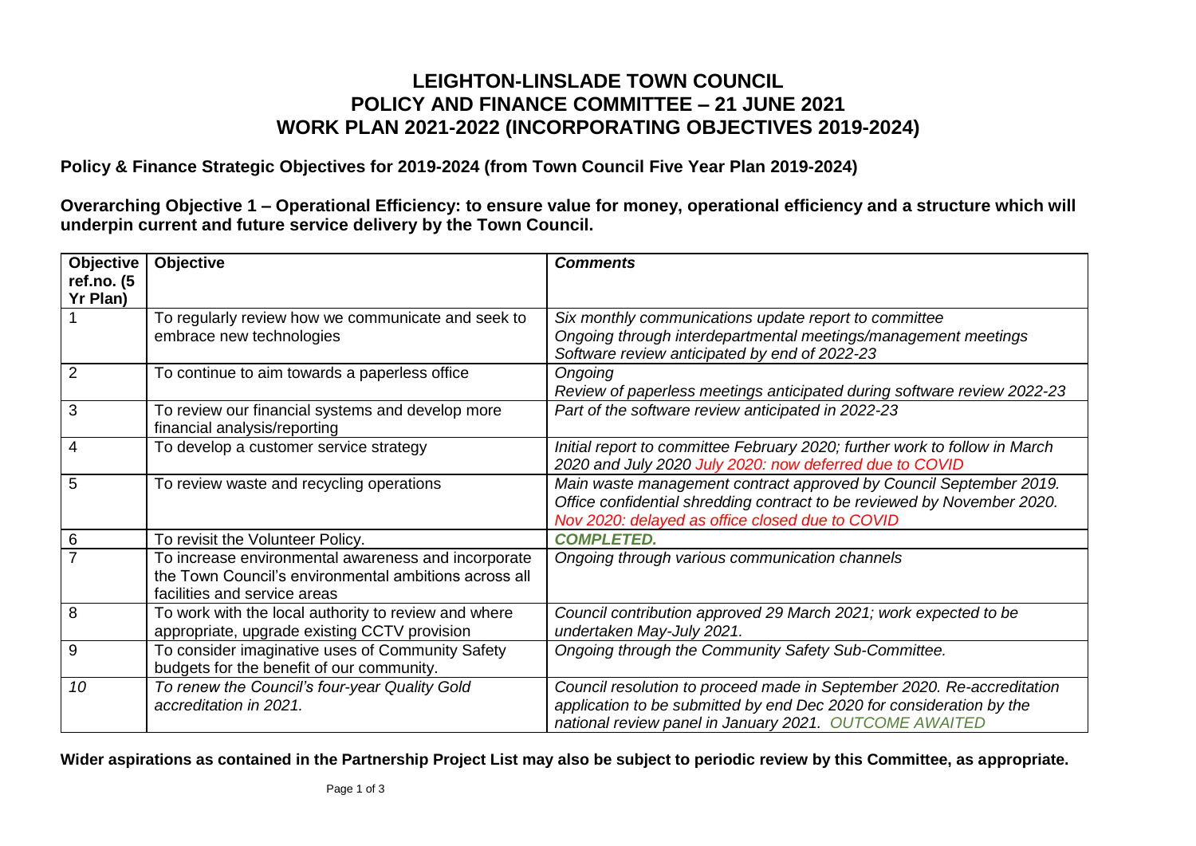# LEIGHTON-LINSLADE TOWN COUNCIL
# POLICY AND FINANCE COMMITTEE – 21 JUNE 2021
# WORK PLAN 2021-2022 (INCORPORATING OBJECTIVES 2019-2024)

**Policy & Finance Strategic Objectives for 2019-2024 (from Town Council Five Year Plan 2019-2024)**

**Overarching Objective 1 – Operational Efficiency: to ensure value for money, operational efficiency and a structure which will underpin current and future service delivery by the Town Council.**

| Objective ref.no. (5 Yr Plan) | Objective | *Comments* |
|---|---|---|
| 1 | To regularly review how we communicate and seek to embrace new technologies | *Six monthly communications update report to committee*<br>*Ongoing through interdepartmental meetings/management meetings*<br>*Software review anticipated by end of 2022-23* |
| 2 | To continue to aim towards a paperless office | *Ongoing*<br>*Review of paperless meetings anticipated during software review 2022-23* |
| 3 | To review our financial systems and develop more financial analysis/reporting | *Part of the software review anticipated in 2022-23* |
| 4 | To develop a customer service strategy | *Initial report to committee February 2020; further work to follow in March 2020 and July 2020 July 2020: now deferred due to COVID* |
| 5 | To review waste and recycling operations | *Main waste management contract approved by Council September 2019. Office confidential shredding contract to be reviewed by November 2020. Nov 2020: delayed as office closed due to COVID* |
| 6 | To revisit the Volunteer Policy. | ***COMPLETED.*** |
| 7 | To increase environmental awareness and incorporate the Town Council's environmental ambitions across all facilities and service areas | *Ongoing through various communication channels* |
| 8 | To work with the local authority to review and where appropriate, upgrade existing CCTV provision | *Council contribution approved 29 March 2021; work expected to be undertaken May-July 2021.* |
| 9 | To consider imaginative uses of Community Safety budgets for the benefit of our community. | *Ongoing through the Community Safety Sub-Committee.* |
| *10* | *To renew the Council's four-year Quality Gold accreditation in 2021.* | *Council resolution to proceed made in September 2020. Re-accreditation application to be submitted by end Dec 2020 for consideration by the national review panel in January 2021. OUTCOME AWAITED* |

**Wider aspirations as contained in the Partnership Project List may also be subject to periodic review by this Committee, as appropriate.**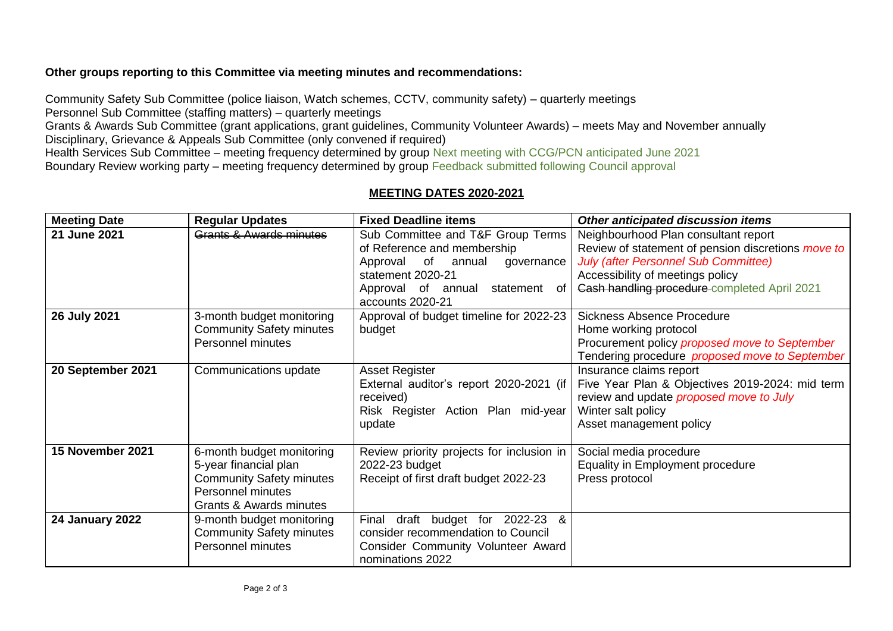**Other groups reporting to this Committee via meeting minutes and recommendations:**

Community Safety Sub Committee (police liaison, Watch schemes, CCTV, community safety) – quarterly meetings
Personnel Sub Committee (staffing matters) – quarterly meetings
Grants & Awards Sub Committee (grant applications, grant guidelines, Community Volunteer Awards) – meets May and November annually
Disciplinary, Grievance & Appeals Sub Committee (only convened if required)
Health Services Sub Committee – meeting frequency determined by group Next meeting with CCG/PCN anticipated June 2021
Boundary Review working party – meeting frequency determined by group Feedback submitted following Council approval

## MEETING DATES 2020-2021

| Meeting Date | Regular Updates | Fixed Deadline items | *Other anticipated discussion items* |
|---|---|---|---|
| **21 June 2021** | ~~Grants & Awards minutes~~ | Sub Committee and T&F Group Terms of Reference and membership<br>Approval of annual governance statement 2020-21<br>Approval of annual statement of accounts 2020-21 | Neighbourhood Plan consultant report<br>Review of statement of pension discretions *move to July (after Personnel Sub Committee)*<br>Accessibility of meetings policy<br>~~Cash handling procedure~~ completed April 2021 |
| **26 July 2021** | 3-month budget monitoring<br>Community Safety minutes<br>Personnel minutes | Approval of budget timeline for 2022-23 budget | Sickness Absence Procedure<br>Home working protocol<br>Procurement policy *proposed move to September*<br>Tendering procedure *proposed move to September* |
| **20 September 2021** | Communications update | Asset Register<br>External auditor's report 2020-2021 (if received)<br>Risk Register Action Plan mid-year update | Insurance claims report<br>Five Year Plan & Objectives 2019-2024: mid term review and update *proposed move to July*<br>Winter salt policy<br>Asset management policy |
| **15 November 2021** | 6-month budget monitoring<br>5-year financial plan<br>Community Safety minutes<br>Personnel minutes<br>Grants & Awards minutes | Review priority projects for inclusion in 2022-23 budget<br>Receipt of first draft budget 2022-23 | Social media procedure<br>Equality in Employment procedure<br>Press protocol |
| **24 January 2022** | 9-month budget monitoring<br>Community Safety minutes<br>Personnel minutes | Final draft budget for 2022-23 & consider recommendation to Council<br>Consider Community Volunteer Award nominations 2022 | |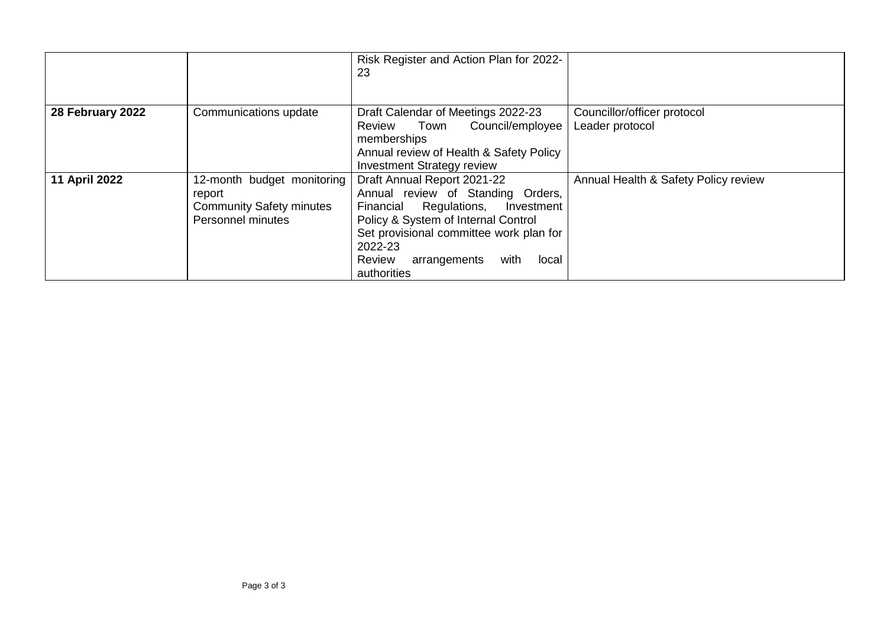| | | | |
|---|---|---|---|
| | | Risk Register and Action Plan for 2022-23 | |
| **28 February 2022** | Communications update | Draft Calendar of Meetings 2022-23<br>Review Town Council/employee memberships<br>Annual review of Health & Safety Policy<br>Investment Strategy review | Councillor/officer protocol<br>Leader protocol |
| **11 April 2022** | 12-month budget monitoring report<br>Community Safety minutes<br>Personnel minutes | Draft Annual Report 2021-22<br>Annual review of Standing Orders, Financial Regulations, Investment Policy & System of Internal Control<br>Set provisional committee work plan for 2022-23<br>Review arrangements with local authorities | Annual Health & Safety Policy review |